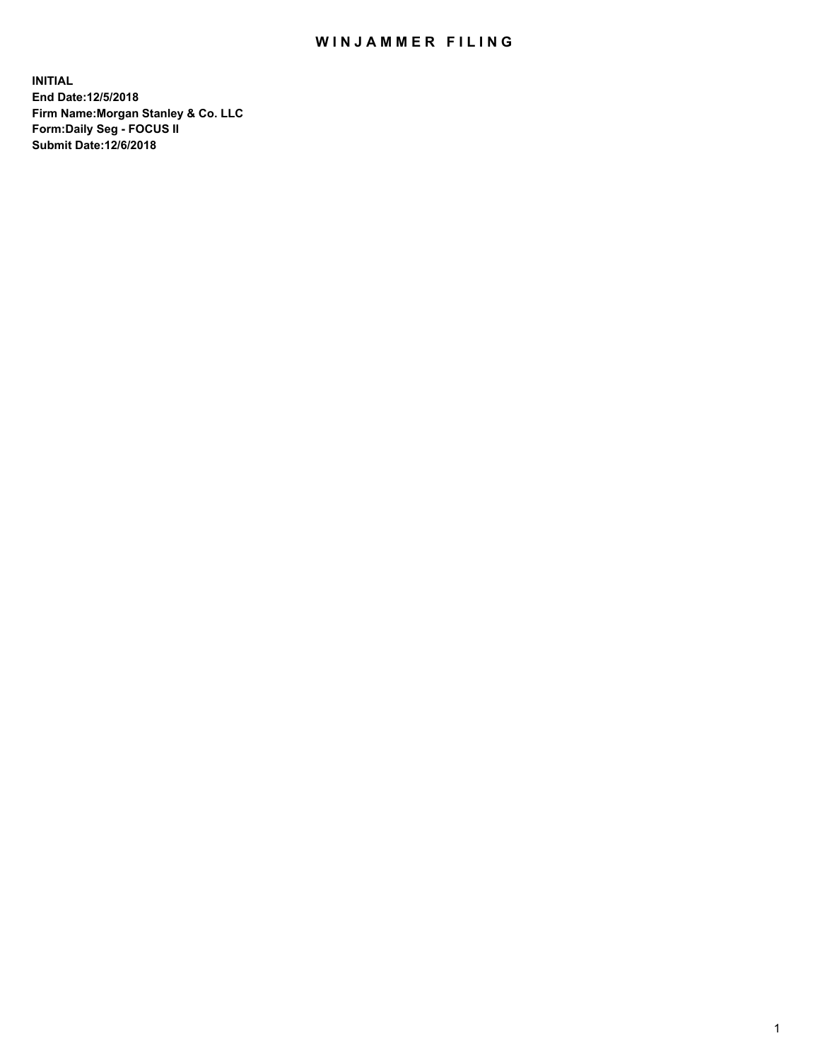# WINJAMMER FILING

**INITIAL**
**End Date:12/5/2018**
**Firm Name:Morgan Stanley & Co. LLC**
**Form:Daily Seg - FOCUS II**
**Submit Date:12/6/2018**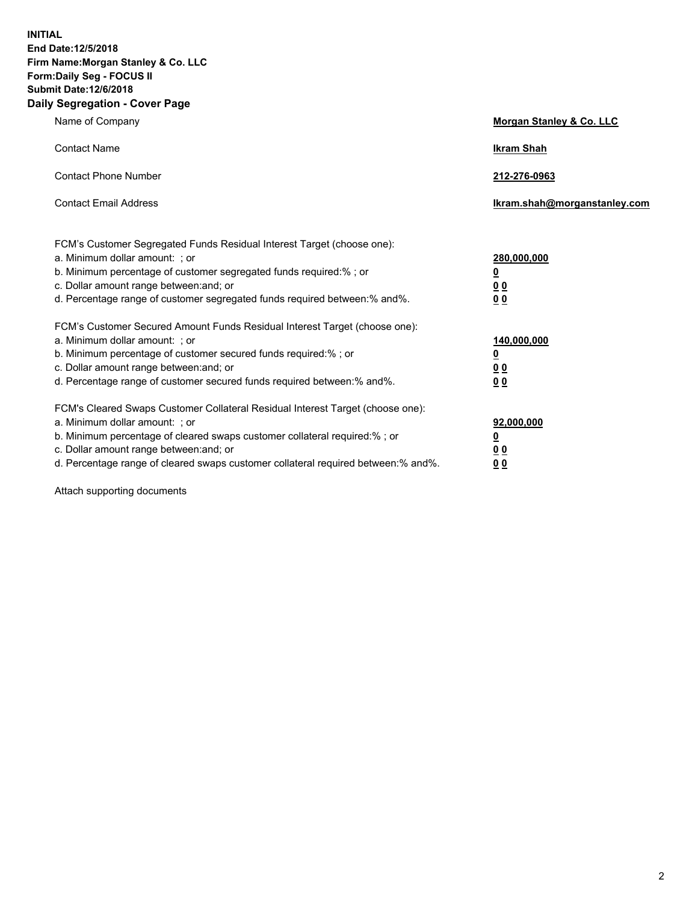**INITIAL**
**End Date:12/5/2018**
**Firm Name:Morgan Stanley & Co. LLC**
**Form:Daily Seg - FOCUS II**
**Submit Date:12/6/2018**

## Daily Segregation - Cover Page

| | |
|---|---|
| Name of Company | **Morgan Stanley & Co. LLC** |
| Contact Name | **Ikram Shah** |
| Contact Phone Number | **212-276-0963** |
| Contact Email Address | **Ikram.shah@morganstanley.com** |

| | |
|---|---|
| FCM's Customer Segregated Funds Residual Interest Target (choose one): | |
| a. Minimum dollar amount: ; or | **280,000,000** |
| b. Minimum percentage of customer segregated funds required:% ; or | **0** |
| c. Dollar amount range between:and; or | **0 0** |
| d. Percentage range of customer segregated funds required between:% and%. | **0 0** |
| FCM's Customer Secured Amount Funds Residual Interest Target (choose one): | |
| a. Minimum dollar amount: ; or | **140,000,000** |
| b. Minimum percentage of customer secured funds required:% ; or | **0** |
| c. Dollar amount range between:and; or | **0 0** |
| d. Percentage range of customer secured funds required between:% and%. | **0 0** |
| FCM's Cleared Swaps Customer Collateral Residual Interest Target (choose one): | |
| a. Minimum dollar amount: ; or | **92,000,000** |
| b. Minimum percentage of cleared swaps customer collateral required:% ; or | **0** |
| c. Dollar amount range between:and; or | **0 0** |
| d. Percentage range of cleared swaps customer collateral required between:% and%. | **0 0** |

Attach supporting documents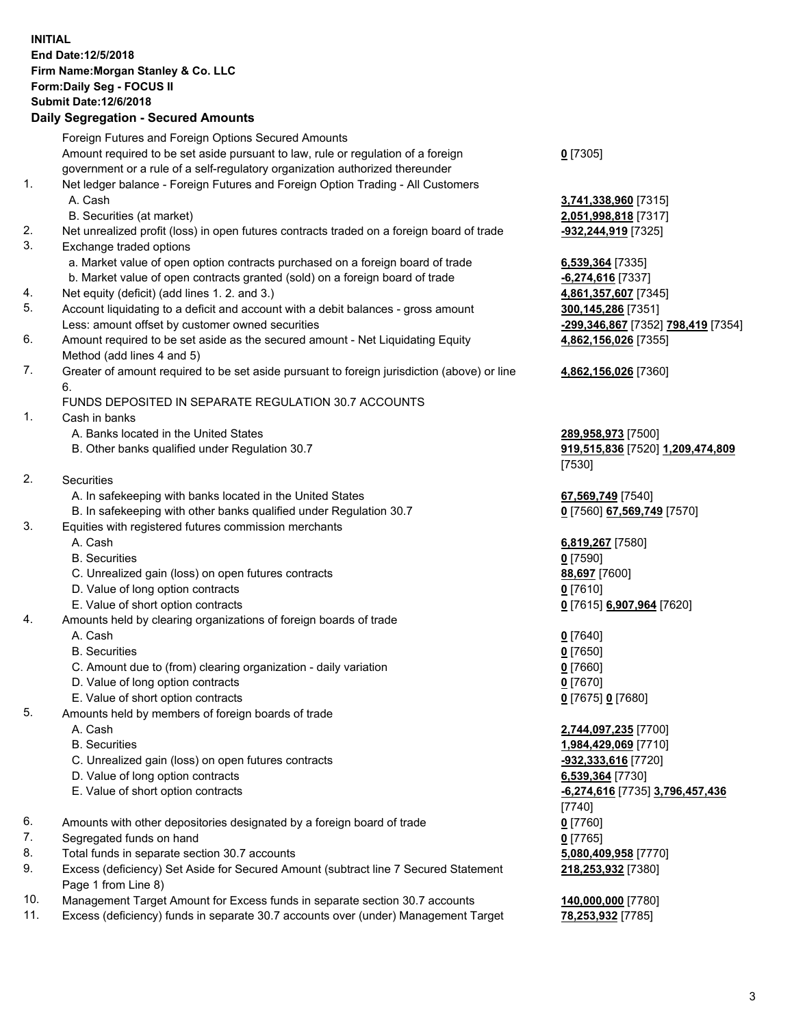**INITIAL**
**End Date:12/5/2018**
**Firm Name:Morgan Stanley & Co. LLC**
**Form:Daily Seg - FOCUS II**
**Submit Date:12/6/2018**
**Daily Segregation - Secured Amounts**

| | | |
|---|---|---|
| | Foreign Futures and Foreign Options Secured Amounts | |
| | Amount required to be set aside pursuant to law, rule or regulation of a foreign government or a rule of a self-regulatory organization authorized thereunder | **0** [7305] |
| 1. | Net ledger balance - Foreign Futures and Foreign Option Trading - All Customers | |
| | A. Cash | **3,741,338,960** [7315] |
| | B. Securities (at market) | **2,051,998,818** [7317] |
| 2. | Net unrealized profit (loss) in open futures contracts traded on a foreign board of trade | **-932,244,919** [7325] |
| 3. | Exchange traded options | |
| | a. Market value of open option contracts purchased on a foreign board of trade | **6,539,364** [7335] |
| | b. Market value of open contracts granted (sold) on a foreign board of trade | **-6,274,616** [7337] |
| 4. | Net equity (deficit) (add lines 1. 2. and 3.) | **4,861,357,607** [7345] |
| 5. | Account liquidating to a deficit and account with a debit balances - gross amount | **300,145,286** [7351] |
| | Less: amount offset by customer owned securities | **-299,346,867** [7352] **798,419** [7354] |
| 6. | Amount required to be set aside as the secured amount - Net Liquidating Equity Method (add lines 4 and 5) | **4,862,156,026** [7355] |
| 7. | Greater of amount required to be set aside pursuant to foreign jurisdiction (above) or line 6. | **4,862,156,026** [7360] |
| | FUNDS DEPOSITED IN SEPARATE REGULATION 30.7 ACCOUNTS | |
| 1. | Cash in banks | |
| | A. Banks located in the United States | **289,958,973** [7500] |
| | B. Other banks qualified under Regulation 30.7 | **919,515,836** [7520] **1,209,474,809** [7530] |
| 2. | Securities | |
| | A. In safekeeping with banks located in the United States | **67,569,749** [7540] |
| | B. In safekeeping with other banks qualified under Regulation 30.7 | **0** [7560] **67,569,749** [7570] |
| 3. | Equities with registered futures commission merchants | |
| | A. Cash | **6,819,267** [7580] |
| | B. Securities | **0** [7590] |
| | C. Unrealized gain (loss) on open futures contracts | **88,697** [7600] |
| | D. Value of long option contracts | **0** [7610] |
| | E. Value of short option contracts | **0** [7615] **6,907,964** [7620] |
| 4. | Amounts held by clearing organizations of foreign boards of trade | |
| | A. Cash | **0** [7640] |
| | B. Securities | **0** [7650] |
| | C. Amount due to (from) clearing organization - daily variation | **0** [7660] |
| | D. Value of long option contracts | **0** [7670] |
| | E. Value of short option contracts | **0** [7675] **0** [7680] |
| 5. | Amounts held by members of foreign boards of trade | |
| | A. Cash | **2,744,097,235** [7700] |
| | B. Securities | **1,984,429,069** [7710] |
| | C. Unrealized gain (loss) on open futures contracts | **-932,333,616** [7720] |
| | D. Value of long option contracts | **6,539,364** [7730] |
| | E. Value of short option contracts | **-6,274,616** [7735] **3,796,457,436** [7740] |
| 6. | Amounts with other depositories designated by a foreign board of trade | **0** [7760] |
| 7. | Segregated funds on hand | **0** [7765] |
| 8. | Total funds in separate section 30.7 accounts | **5,080,409,958** [7770] |
| 9. | Excess (deficiency) Set Aside for Secured Amount (subtract line 7 Secured Statement Page 1 from Line 8) | **218,253,932** [7380] |
| 10. | Management Target Amount for Excess funds in separate section 30.7 accounts | **140,000,000** [7780] |
| 11. | Excess (deficiency) funds in separate 30.7 accounts over (under) Management Target | **78,253,932** [7785] |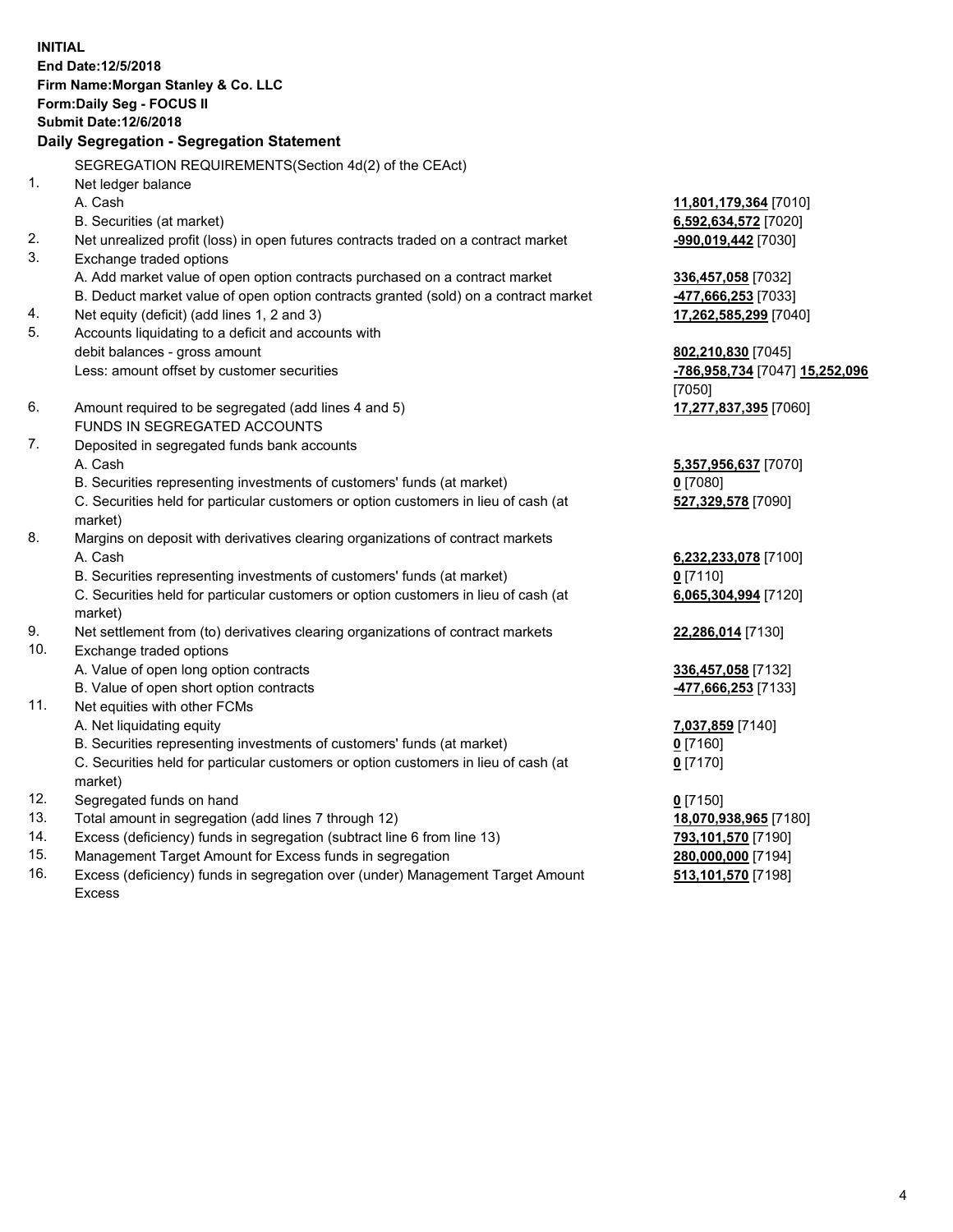**INITIAL**
**End Date:12/5/2018**
**Firm Name:Morgan Stanley & Co. LLC**
**Form:Daily Seg - FOCUS II**
**Submit Date:12/6/2018**

## Daily Segregation - Segregation Statement

SEGREGATION REQUIREMENTS(Section 4d(2) of the CEAct)

| | | |
|---|---|---|
| 1. | Net ledger balance | |
| | A. Cash | **11,801,179,364** [7010] |
| | B. Securities (at market) | **6,592,634,572** [7020] |
| 2. | Net unrealized profit (loss) in open futures contracts traded on a contract market | **-990,019,442** [7030] |
| 3. | Exchange traded options | |
| | A. Add market value of open option contracts purchased on a contract market | **336,457,058** [7032] |
| | B. Deduct market value of open option contracts granted (sold) on a contract market | **-477,666,253** [7033] |
| 4. | Net equity (deficit) (add lines 1, 2 and 3) | **17,262,585,299** [7040] |
| 5. | Accounts liquidating to a deficit and accounts with debit balances - gross amount | **802,210,830** [7045] |
| | Less: amount offset by customer securities | **-786,958,734** [7047] **15,252,096** [7050] |
| 6. | Amount required to be segregated (add lines 4 and 5) | **17,277,837,395** [7060] |
| | FUNDS IN SEGREGATED ACCOUNTS | |
| 7. | Deposited in segregated funds bank accounts | |
| | A. Cash | **5,357,956,637** [7070] |
| | B. Securities representing investments of customers' funds (at market) | **0** [7080] |
| | C. Securities held for particular customers or option customers in lieu of cash (at market) | **527,329,578** [7090] |
| 8. | Margins on deposit with derivatives clearing organizations of contract markets | |
| | A. Cash | **6,232,233,078** [7100] |
| | B. Securities representing investments of customers' funds (at market) | **0** [7110] |
| | C. Securities held for particular customers or option customers in lieu of cash (at market) | **6,065,304,994** [7120] |
| 9. | Net settlement from (to) derivatives clearing organizations of contract markets | **22,286,014** [7130] |
| 10. | Exchange traded options | |
| | A. Value of open long option contracts | **336,457,058** [7132] |
| | B. Value of open short option contracts | **-477,666,253** [7133] |
| 11. | Net equities with other FCMs | |
| | A. Net liquidating equity | **7,037,859** [7140] |
| | B. Securities representing investments of customers' funds (at market) | **0** [7160] |
| | C. Securities held for particular customers or option customers in lieu of cash (at market) | **0** [7170] |
| 12. | Segregated funds on hand | **0** [7150] |
| 13. | Total amount in segregation (add lines 7 through 12) | **18,070,938,965** [7180] |
| 14. | Excess (deficiency) funds in segregation (subtract line 6 from line 13) | **793,101,570** [7190] |
| 15. | Management Target Amount for Excess funds in segregation | **280,000,000** [7194] |
| 16. | Excess (deficiency) funds in segregation over (under) Management Target Amount Excess | **513,101,570** [7198] |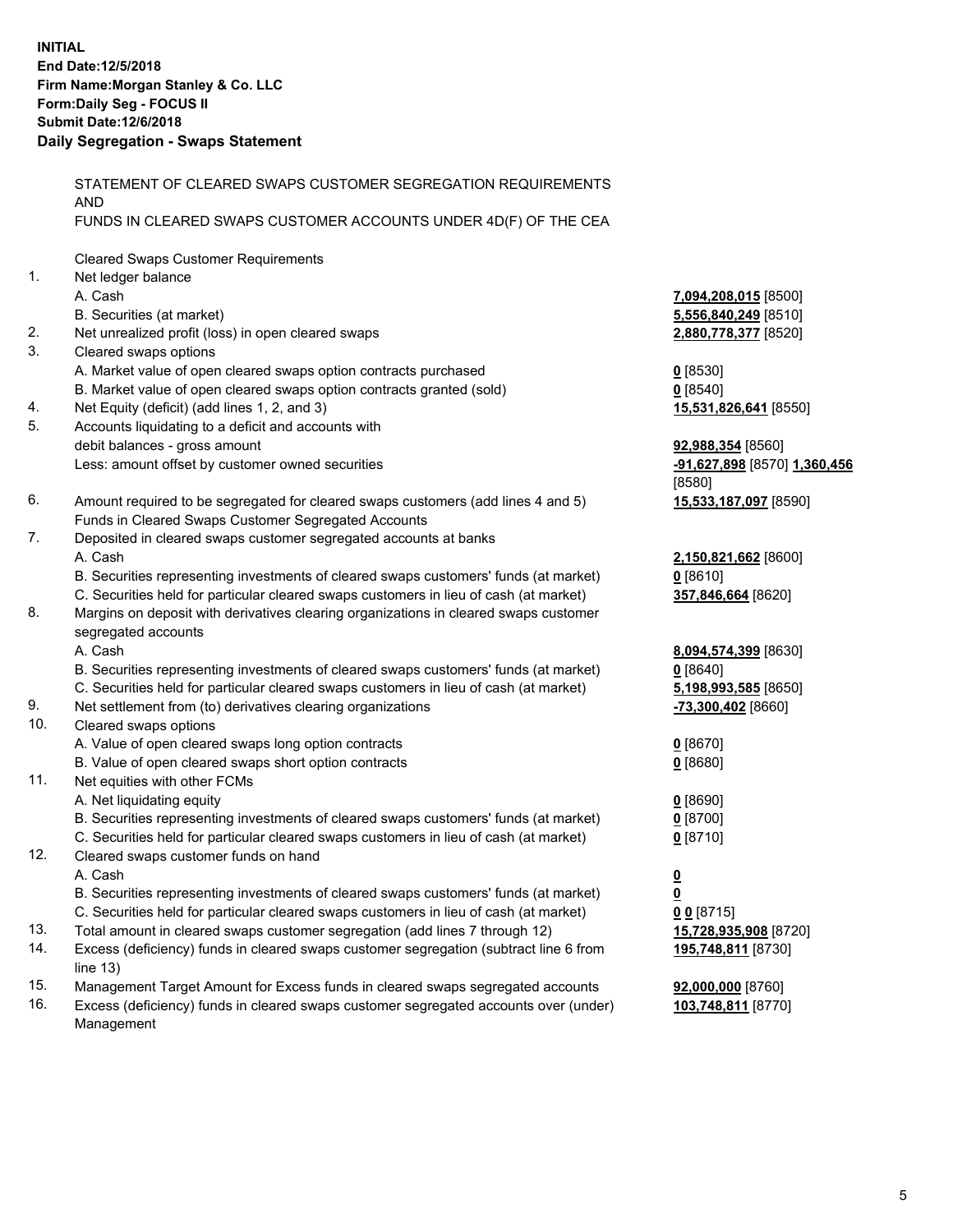**INITIAL**
**End Date:12/5/2018**
**Firm Name:Morgan Stanley & Co. LLC**
**Form:Daily Seg - FOCUS II**
**Submit Date:12/6/2018**
**Daily Segregation - Swaps Statement**

STATEMENT OF CLEARED SWAPS CUSTOMER SEGREGATION REQUIREMENTS AND FUNDS IN CLEARED SWAPS CUSTOMER ACCOUNTS UNDER 4D(F) OF THE CEA

| | | |
|---|---|---|
| | Cleared Swaps Customer Requirements | |
| 1. | Net ledger balance | |
| | A. Cash | **7,094,208,015** [8500] |
| | B. Securities (at market) | **5,556,840,249** [8510] |
| 2. | Net unrealized profit (loss) in open cleared swaps | **2,880,778,377** [8520] |
| 3. | Cleared swaps options | |
| | A. Market value of open cleared swaps option contracts purchased | **0** [8530] |
| | B. Market value of open cleared swaps option contracts granted (sold) | **0** [8540] |
| 4. | Net Equity (deficit) (add lines 1, 2, and 3) | **15,531,826,641** [8550] |
| 5. | Accounts liquidating to a deficit and accounts with debit balances - gross amount | **92,988,354** [8560] |
| | Less: amount offset by customer owned securities | **-91,627,898** [8570] **1,360,456** [8580] |
| 6. | Amount required to be segregated for cleared swaps customers (add lines 4 and 5) | **15,533,187,097** [8590] |
| | Funds in Cleared Swaps Customer Segregated Accounts | |
| 7. | Deposited in cleared swaps customer segregated accounts at banks | |
| | A. Cash | **2,150,821,662** [8600] |
| | B. Securities representing investments of cleared swaps customers' funds (at market) | **0** [8610] |
| | C. Securities held for particular cleared swaps customers in lieu of cash (at market) | **357,846,664** [8620] |
| 8. | Margins on deposit with derivatives clearing organizations in cleared swaps customer segregated accounts | |
| | A. Cash | **8,094,574,399** [8630] |
| | B. Securities representing investments of cleared swaps customers' funds (at market) | **0** [8640] |
| | C. Securities held for particular cleared swaps customers in lieu of cash (at market) | **5,198,993,585** [8650] |
| 9. | Net settlement from (to) derivatives clearing organizations | **-73,300,402** [8660] |
| 10. | Cleared swaps options | |
| | A. Value of open cleared swaps long option contracts | **0** [8670] |
| | B. Value of open cleared swaps short option contracts | **0** [8680] |
| 11. | Net equities with other FCMs | |
| | A. Net liquidating equity | **0** [8690] |
| | B. Securities representing investments of cleared swaps customers' funds (at market) | **0** [8700] |
| | C. Securities held for particular cleared swaps customers in lieu of cash (at market) | **0** [8710] |
| 12. | Cleared swaps customer funds on hand | |
| | A. Cash | **0** |
| | B. Securities representing investments of cleared swaps customers' funds (at market) | **0** |
| | C. Securities held for particular cleared swaps customers in lieu of cash (at market) | **0** **0** [8715] |
| 13. | Total amount in cleared swaps customer segregation (add lines 7 through 12) | **15,728,935,908** [8720] |
| 14. | Excess (deficiency) funds in cleared swaps customer segregation (subtract line 6 from line 13) | **195,748,811** [8730] |
| 15. | Management Target Amount for Excess funds in cleared swaps segregated accounts | **92,000,000** [8760] |
| 16. | Excess (deficiency) funds in cleared swaps customer segregated accounts over (under) Management | **103,748,811** [8770] |